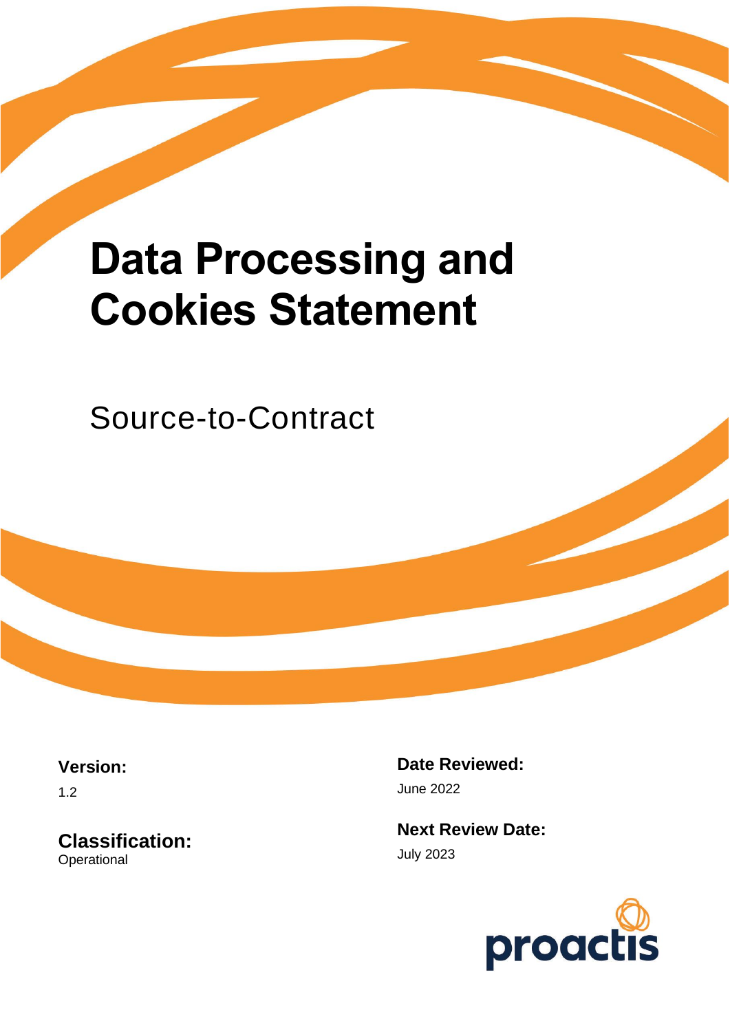# Data Processing and Cookies Statement

Source-to-Contract

**Version:**

1.2

**Classification:**

Operational

**Date Reviewed:**

June 2022

**Next Review Date:**

July 2023

proactis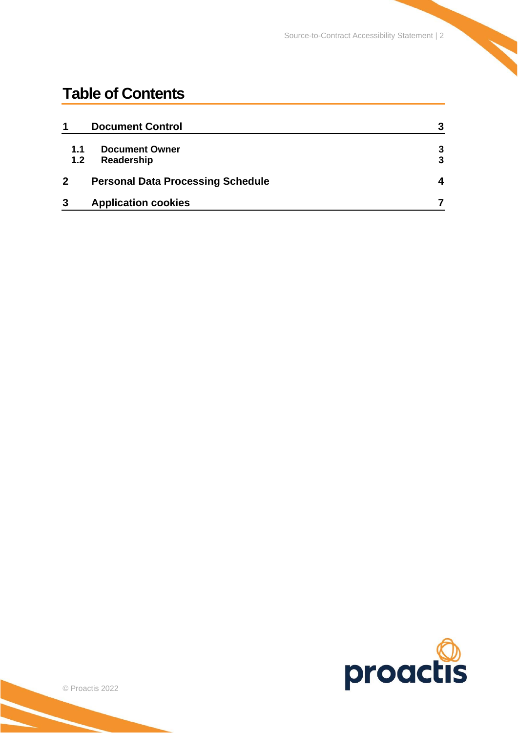# Table of Contents

| | | |
|---|---|---|
| **1** | **Document Control** | **3** |
| **1.1** | **Document Owner** | **3** |
| **1.2** | **Readership** | **3** |
| **2** | **Personal Data Processing Schedule** | **4** |
| **3** | **Application cookies** | **7** |

© Proactis 2022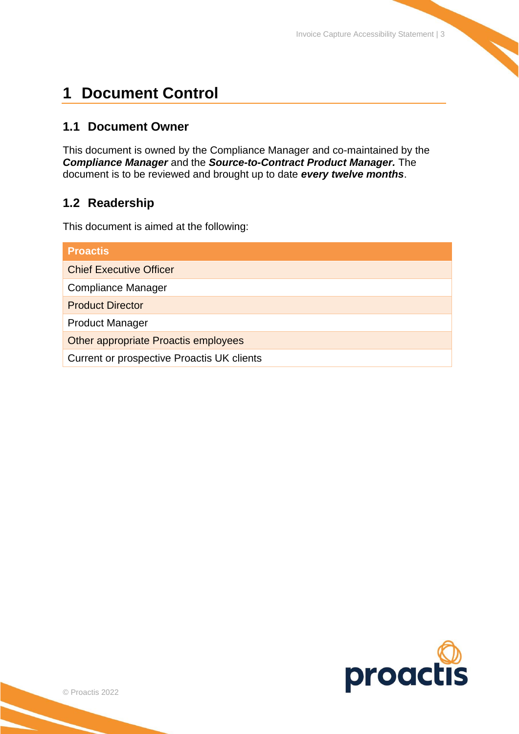# 1 Document Control

## 1.1 Document Owner

This document is owned by the Compliance Manager and co-maintained by the ***Compliance Manager*** and the ***Source-to-Contract Product Manager.*** The document is to be reviewed and brought up to date ***every twelve months***.

## 1.2 Readership

This document is aimed at the following:

| Proactis |
| --- |
| Chief Executive Officer |
| Compliance Manager |
| Product Director |
| Product Manager |
| Other appropriate Proactis employees |
| Current or prospective Proactis UK clients |

© Proactis 2022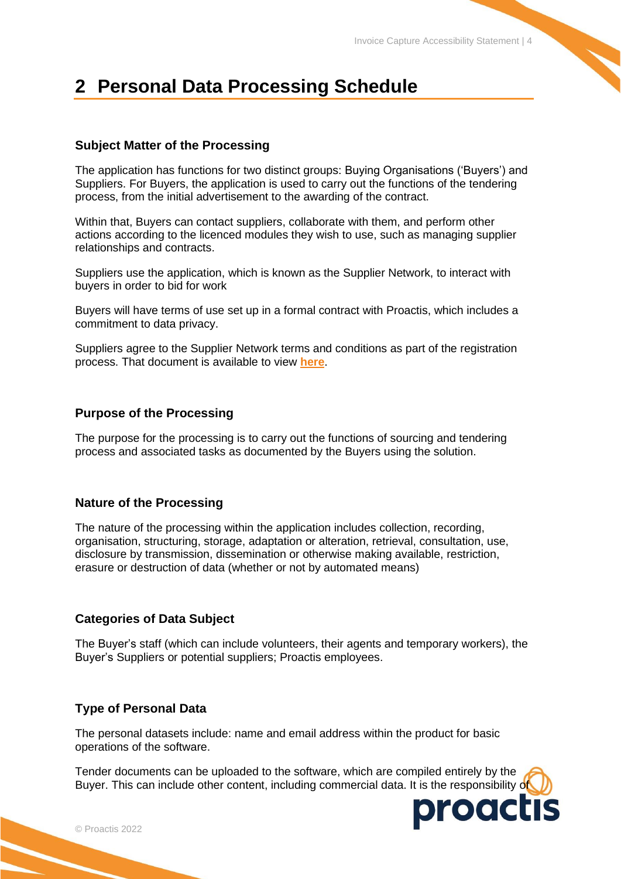# 2 Personal Data Processing Schedule

### Subject Matter of the Processing

The application has functions for two distinct groups: Buying Organisations ('Buyers') and Suppliers. For Buyers, the application is used to carry out the functions of the tendering process, from the initial advertisement to the awarding of the contract.

Within that, Buyers can contact suppliers, collaborate with them, and perform other actions according to the licenced modules they wish to use, such as managing supplier relationships and contracts.

Suppliers use the application, which is known as the Supplier Network, to interact with buyers in order to bid for work

Buyers will have terms of use set up in a formal contract with Proactis, which includes a commitment to data privacy.

Suppliers agree to the Supplier Network terms and conditions as part of the registration process. That document is available to view **here**.

### Purpose of the Processing

The purpose for the processing is to carry out the functions of sourcing and tendering process and associated tasks as documented by the Buyers using the solution.

### Nature of the Processing

The nature of the processing within the application includes collection, recording, organisation, structuring, storage, adaptation or alteration, retrieval, consultation, use, disclosure by transmission, dissemination or otherwise making available, restriction, erasure or destruction of data (whether or not by automated means)

### Categories of Data Subject

The Buyer's staff (which can include volunteers, their agents and temporary workers), the Buyer's Suppliers or potential suppliers; Proactis employees.

### Type of Personal Data

The personal datasets include: name and email address within the product for basic operations of the software.

Tender documents can be uploaded to the software, which are compiled entirely by the Buyer. This can include other content, including commercial data. It is the responsibility of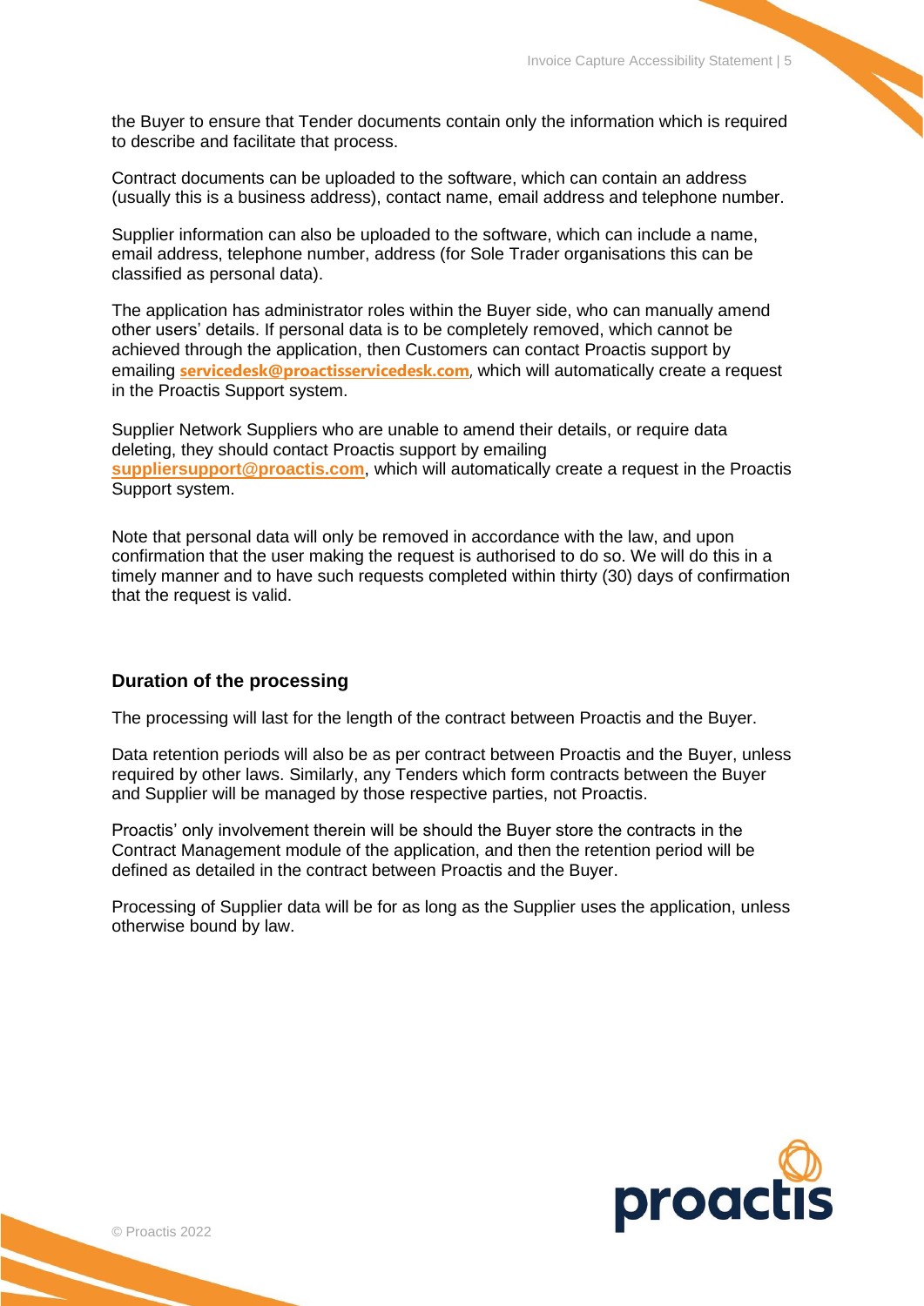the Buyer to ensure that Tender documents contain only the information which is required to describe and facilitate that process.

Contract documents can be uploaded to the software, which can contain an address (usually this is a business address), contact name, email address and telephone number.

Supplier information can also be uploaded to the software, which can include a name, email address, telephone number, address (for Sole Trader organisations this can be classified as personal data).

The application has administrator roles within the Buyer side, who can manually amend other users' details. If personal data is to be completely removed, which cannot be achieved through the application, then Customers can contact Proactis support by emailing **servicedesk@proactisservicedesk.com**, which will automatically create a request in the Proactis Support system.

Supplier Network Suppliers who are unable to amend their details, or require data deleting, they should contact Proactis support by emailing **suppliersupport@proactis.com**, which will automatically create a request in the Proactis Support system.

Note that personal data will only be removed in accordance with the law, and upon confirmation that the user making the request is authorised to do so. We will do this in a timely manner and to have such requests completed within thirty (30) days of confirmation that the request is valid.

### Duration of the processing

The processing will last for the length of the contract between Proactis and the Buyer.

Data retention periods will also be as per contract between Proactis and the Buyer, unless required by other laws. Similarly, any Tenders which form contracts between the Buyer and Supplier will be managed by those respective parties, not Proactis.

Proactis' only involvement therein will be should the Buyer store the contracts in the Contract Management module of the application, and then the retention period will be defined as detailed in the contract between Proactis and the Buyer.

Processing of Supplier data will be for as long as the Supplier uses the application, unless otherwise bound by law.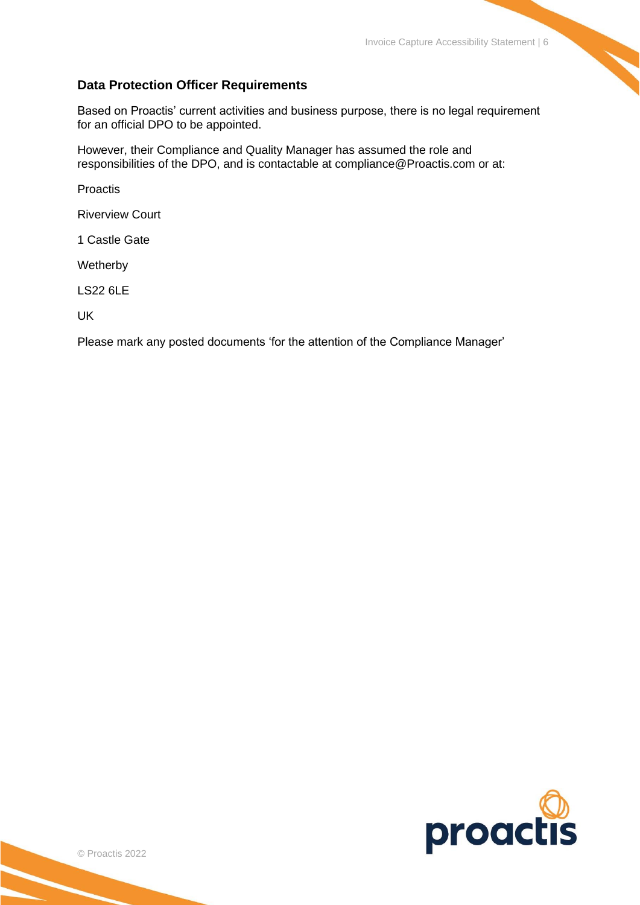### Data Protection Officer Requirements

Based on Proactis' current activities and business purpose, there is no legal requirement for an official DPO to be appointed.

However, their Compliance and Quality Manager has assumed the role and responsibilities of the DPO, and is contactable at compliance@Proactis.com or at:

Proactis

Riverview Court

1 Castle Gate

Wetherby

LS22 6LE

UK

Please mark any posted documents 'for the attention of the Compliance Manager'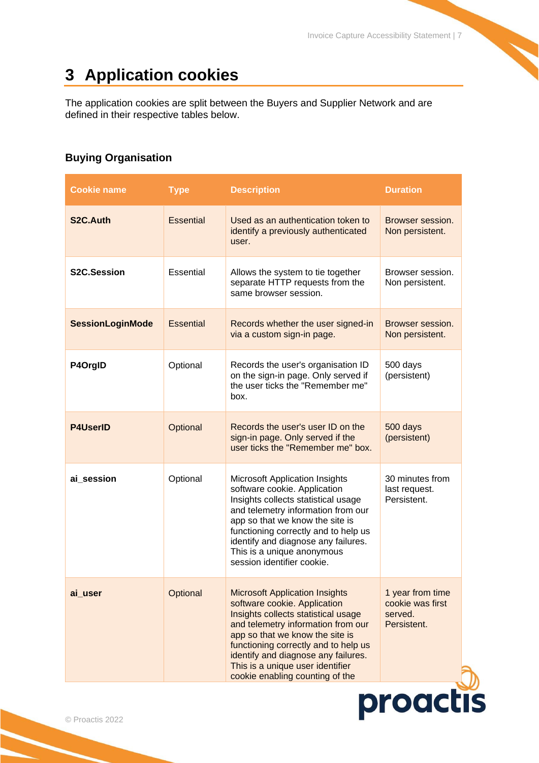# 3 Application cookies

The application cookies are split between the Buyers and Supplier Network and are defined in their respective tables below.

### Buying Organisation

| Cookie name | Type | Description | Duration |
|---|---|---|---|
| **S2C.Auth** | Essential | Used as an authentication token to identify a previously authenticated user. | Browser session. Non persistent. |
| **S2C.Session** | Essential | Allows the system to tie together separate HTTP requests from the same browser session. | Browser session. Non persistent. |
| **SessionLoginMode** | Essential | Records whether the user signed-in via a custom sign-in page. | Browser session. Non persistent. |
| **P4OrgID** | Optional | Records the user's organisation ID on the sign-in page. Only served if the user ticks the "Remember me" box. | 500 days (persistent) |
| **P4UserID** | Optional | Records the user's user ID on the sign-in page. Only served if the user ticks the "Remember me" box. | 500 days (persistent) |
| **ai_session** | Optional | Microsoft Application Insights software cookie. Application Insights collects statistical usage and telemetry information from our app so that we know the site is functioning correctly and to help us identify and diagnose any failures. This is a unique anonymous session identifier cookie. | 30 minutes from last request. Persistent. |
| **ai_user** | Optional | Microsoft Application Insights software cookie. Application Insights collects statistical usage and telemetry information from our app so that we know the site is functioning correctly and to help us identify and diagnose any failures. This is a unique user identifier cookie enabling counting of the | 1 year from time cookie was first served. Persistent. |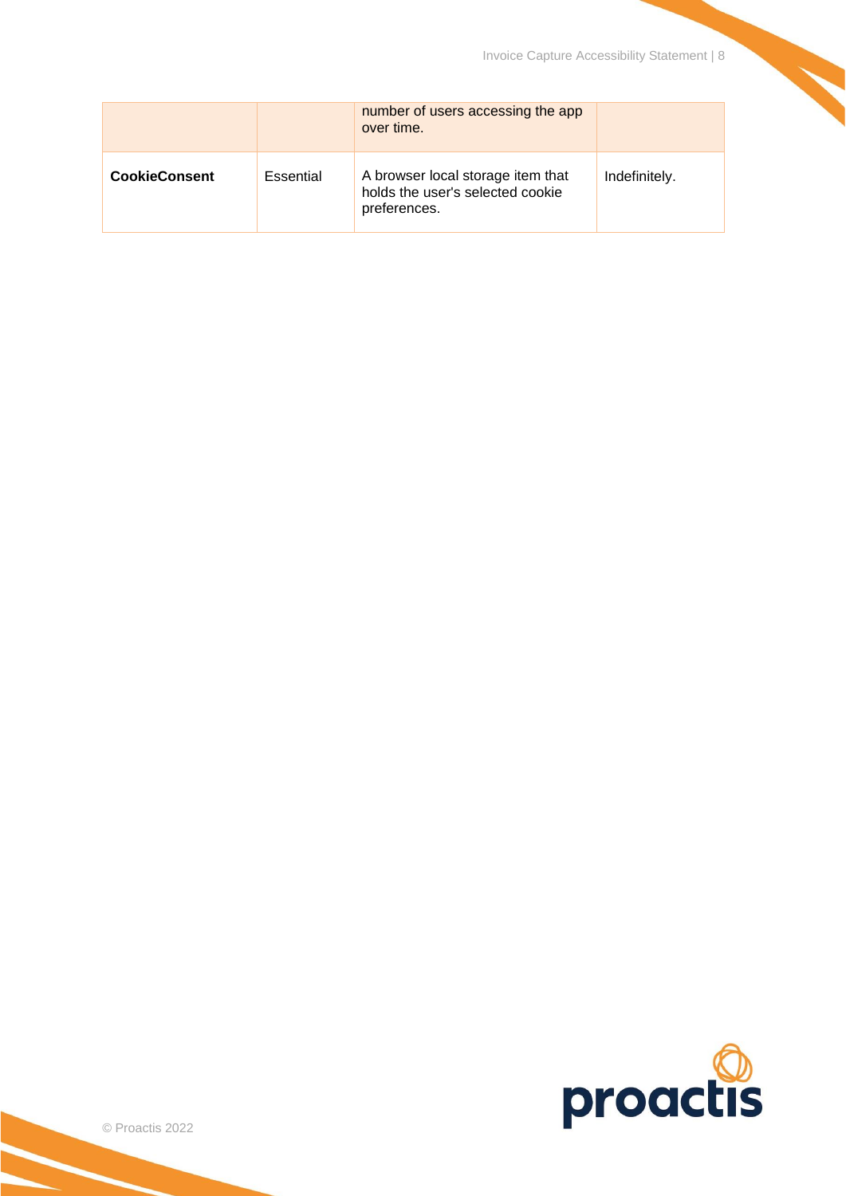| | | number of users accessing the app over time. | |
|---|---|---|---|
| **CookieConsent** | Essential | A browser local storage item that holds the user's selected cookie preferences. | Indefinitely. |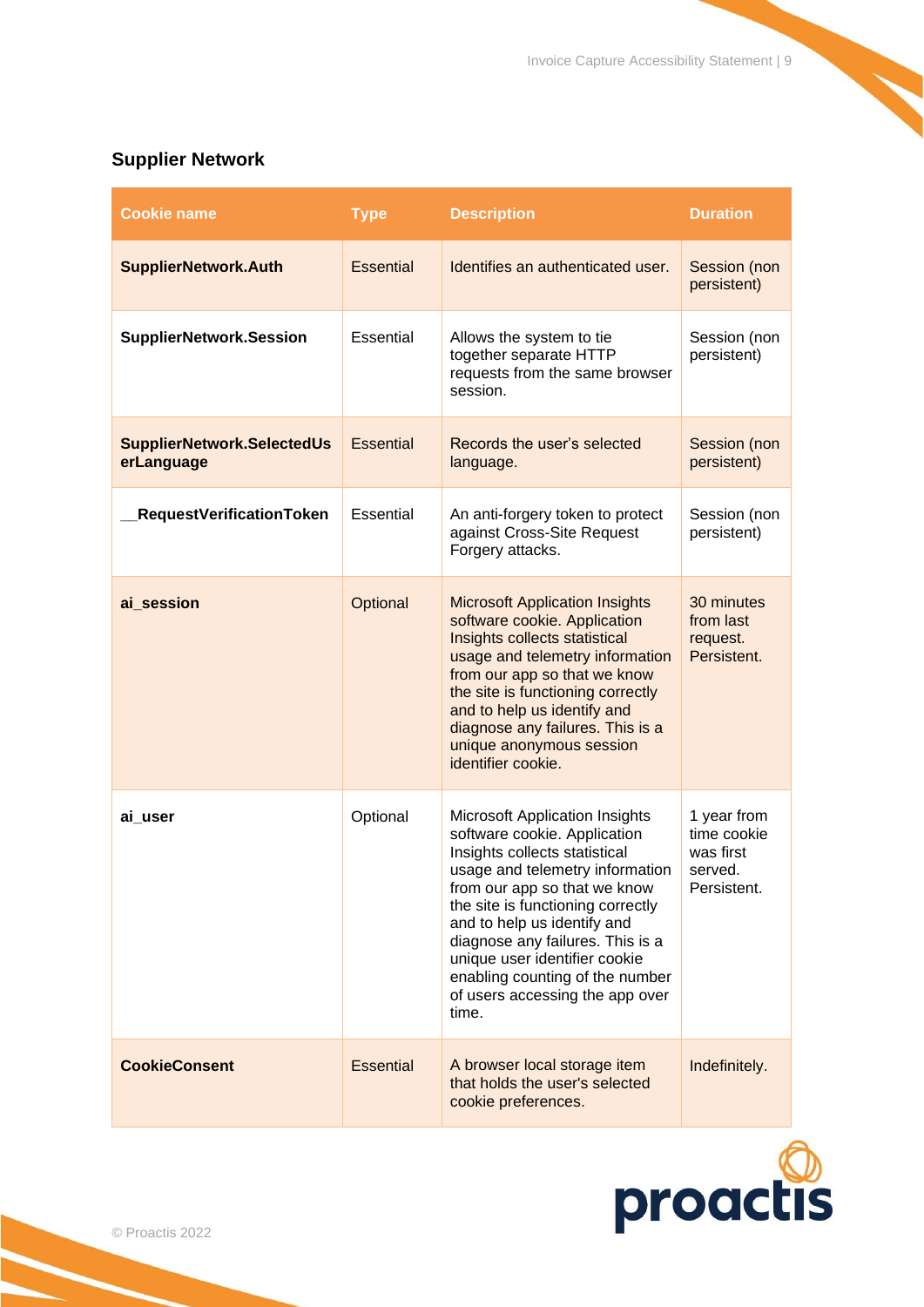## Supplier Network

| Cookie name | Type | Description | Duration |
|---|---|---|---|
| **SupplierNetwork.Auth** | Essential | Identifies an authenticated user. | Session (non persistent) |
| **SupplierNetwork.Session** | Essential | Allows the system to tie together separate HTTP requests from the same browser session. | Session (non persistent) |
| **SupplierNetwork.SelectedUserLanguage** | Essential | Records the user's selected language. | Session (non persistent) |
| **__RequestVerificationToken** | Essential | An anti-forgery token to protect against Cross-Site Request Forgery attacks. | Session (non persistent) |
| **ai_session** | Optional | Microsoft Application Insights software cookie. Application Insights collects statistical usage and telemetry information from our app so that we know the site is functioning correctly and to help us identify and diagnose any failures. This is a unique anonymous session identifier cookie. | 30 minutes from last request. Persistent. |
| **ai_user** | Optional | Microsoft Application Insights software cookie. Application Insights collects statistical usage and telemetry information from our app so that we know the site is functioning correctly and to help us identify and diagnose any failures. This is a unique user identifier cookie enabling counting of the number of users accessing the app over time. | 1 year from time cookie was first served. Persistent. |
| **CookieConsent** | Essential | A browser local storage item that holds the user's selected cookie preferences. | Indefinitely. |

© Proactis 2022